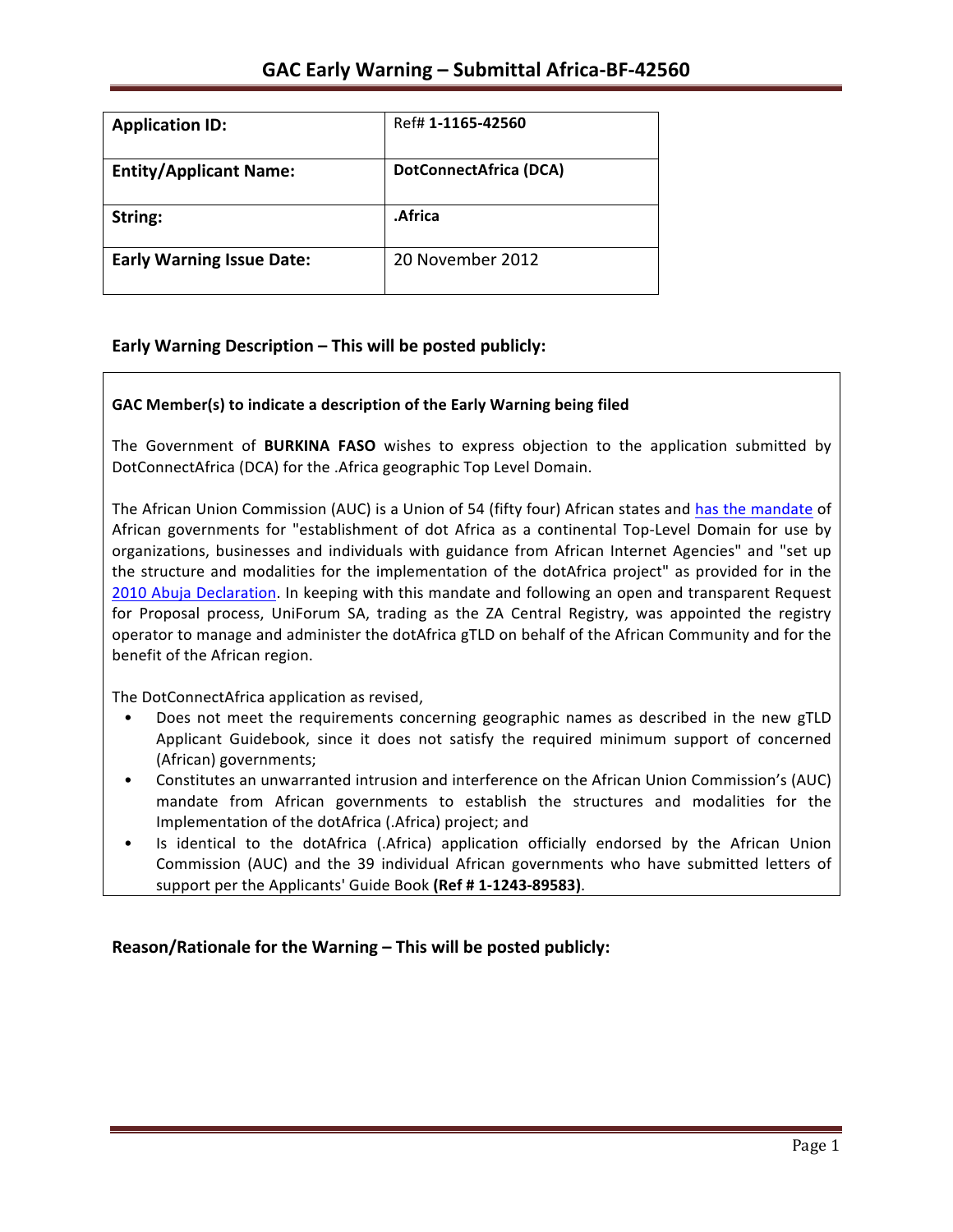# GAC Early Warning – Submittal Africa-BF-42560

| Application ID: | Ref# **1-1165-42560** |
|---|---|
| **Entity/Applicant Name:** | **DotConnectAfrica (DCA)** |
| **String:** | **.Africa** |
| **Early Warning Issue Date:** | 20 November 2012 |

## Early Warning Description – This will be posted publicly:

**GAC Member(s) to indicate a description of the Early Warning being filed**

The Government of **BURKINA FASO** wishes to express objection to the application submitted by DotConnectAfrica (DCA) for the .Africa geographic Top Level Domain.

The African Union Commission (AUC) is a Union of 54 (fifty four) African states and has the mandate of African governments for "establishment of dot Africa as a continental Top-Level Domain for use by organizations, businesses and individuals with guidance from African Internet Agencies" and "set up the structure and modalities for the implementation of the dotAfrica project" as provided for in the 2010 Abuja Declaration. In keeping with this mandate and following an open and transparent Request for Proposal process, UniForum SA, trading as the ZA Central Registry, was appointed the registry operator to manage and administer the dotAfrica gTLD on behalf of the African Community and for the benefit of the African region.

The DotConnectAfrica application as revised,

- Does not meet the requirements concerning geographic names as described in the new gTLD Applicant Guidebook, since it does not satisfy the required minimum support of concerned (African) governments;
- Constitutes an unwarranted intrusion and interference on the African Union Commission's (AUC) mandate from African governments to establish the structures and modalities for the Implementation of the dotAfrica (.Africa) project; and
- Is identical to the dotAfrica (.Africa) application officially endorsed by the African Union Commission (AUC) and the 39 individual African governments who have submitted letters of support per the Applicants' Guide Book **(Ref # 1-1243-89583)**.

## Reason/Rationale for the Warning – This will be posted publicly: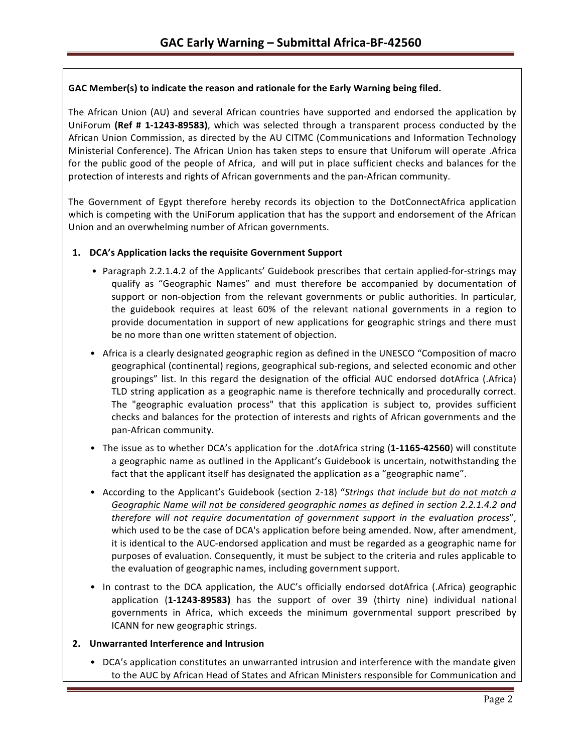**GAC Member(s) to indicate the reason and rationale for the Early Warning being filed.**

The African Union (AU) and several African countries have supported and endorsed the application by UniForum **(Ref # 1-1243-89583)**, which was selected through a transparent process conducted by the African Union Commission, as directed by the AU CITMC (Communications and Information Technology Ministerial Conference). The African Union has taken steps to ensure that Uniforum will operate .Africa for the public good of the people of Africa, and will put in place sufficient checks and balances for the protection of interests and rights of African governments and the pan-African community.

The Government of Egypt therefore hereby records its objection to the DotConnectAfrica application which is competing with the UniForum application that has the support and endorsement of the African Union and an overwhelming number of African governments.

1. **DCA's Application lacks the requisite Government Support**
   - Paragraph 2.2.1.4.2 of the Applicants' Guidebook prescribes that certain applied-for-strings may qualify as "Geographic Names" and must therefore be accompanied by documentation of support or non-objection from the relevant governments or public authorities. In particular, the guidebook requires at least 60% of the relevant national governments in a region to provide documentation in support of new applications for geographic strings and there must be no more than one written statement of objection.
   - Africa is a clearly designated geographic region as defined in the UNESCO "Composition of macro geographical (continental) regions, geographical sub-regions, and selected economic and other groupings" list. In this regard the designation of the official AUC endorsed dotAfrica (.Africa) TLD string application as a geographic name is therefore technically and procedurally correct. The "geographic evaluation process" that this application is subject to, provides sufficient checks and balances for the protection of interests and rights of African governments and the pan-African community.
   - The issue as to whether DCA's application for the .dotAfrica string (**1-1165-42560**) will constitute a geographic name as outlined in the Applicant's Guidebook is uncertain, notwithstanding the fact that the applicant itself has designated the application as a "geographic name".
   - According to the Applicant's Guidebook (section 2-18) "*Strings that <u>include but do not match a Geographic Name will not be considered geographic names</u> as defined in section 2.2.1.4.2 and therefore will not require documentation of government support in the evaluation process*", which used to be the case of DCA's application before being amended. Now, after amendment, it is identical to the AUC-endorsed application and must be regarded as a geographic name for purposes of evaluation. Consequently, it must be subject to the criteria and rules applicable to the evaluation of geographic names, including government support.
   - In contrast to the DCA application, the AUC's officially endorsed dotAfrica (.Africa) geographic application (**1-1243-89583)** has the support of over 39 (thirty nine) individual national governments in Africa, which exceeds the minimum governmental support prescribed by ICANN for new geographic strings.

2. **Unwarranted Interference and Intrusion**
   - DCA's application constitutes an unwarranted intrusion and interference with the mandate given to the AUC by African Head of States and African Ministers responsible for Communication and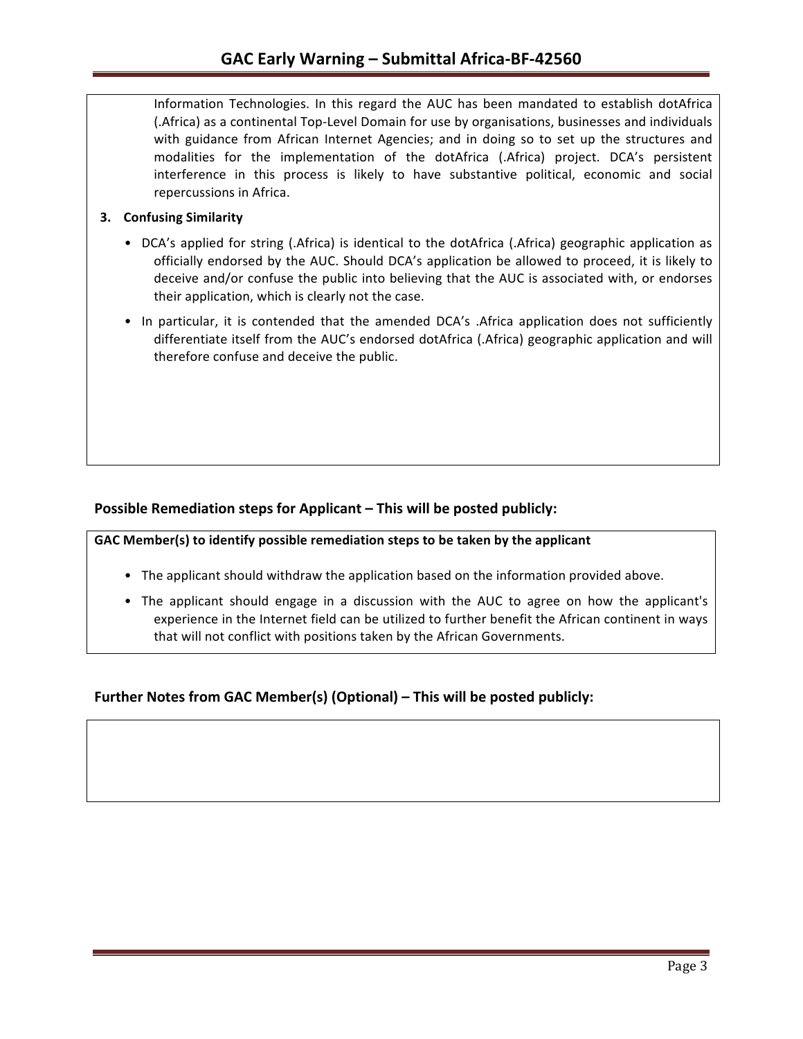Information Technologies. In this regard the AUC has been mandated to establish dotAfrica (.Africa) as a continental Top-Level Domain for use by organisations, businesses and individuals with guidance from African Internet Agencies; and in doing so to set up the structures and modalities for the implementation of the dotAfrica (.Africa) project. DCA's persistent interference in this process is likely to have substantive political, economic and social repercussions in Africa.

**3. Confusing Similarity**

- DCA's applied for string (.Africa) is identical to the dotAfrica (.Africa) geographic application as officially endorsed by the AUC. Should DCA's application be allowed to proceed, it is likely to deceive and/or confuse the public into believing that the AUC is associated with, or endorses their application, which is clearly not the case.
- In particular, it is contended that the amended DCA's .Africa application does not sufficiently differentiate itself from the AUC's endorsed dotAfrica (.Africa) geographic application and will therefore confuse and deceive the public.

## Possible Remediation steps for Applicant – This will be posted publicly:

**GAC Member(s) to identify possible remediation steps to be taken by the applicant**

- The applicant should withdraw the application based on the information provided above.
- The applicant should engage in a discussion with the AUC to agree on how the applicant's experience in the Internet field can be utilized to further benefit the African continent in ways that will not conflict with positions taken by the African Governments.

## Further Notes from GAC Member(s) (Optional) – This will be posted publicly: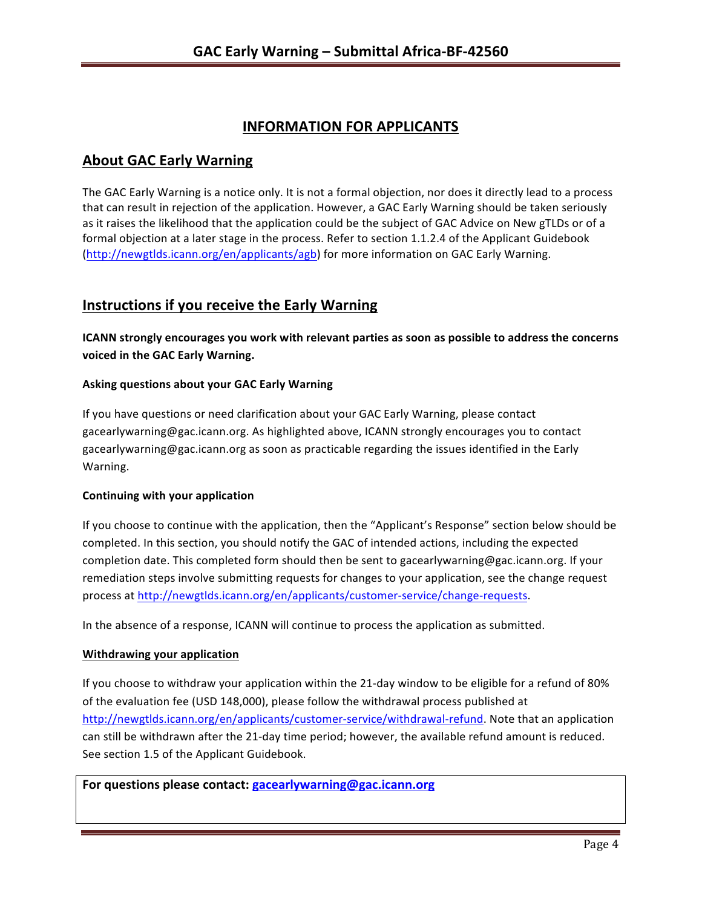## INFORMATION FOR APPLICANTS

## About GAC Early Warning

The GAC Early Warning is a notice only. It is not a formal objection, nor does it directly lead to a process that can result in rejection of the application. However, a GAC Early Warning should be taken seriously as it raises the likelihood that the application could be the subject of GAC Advice on New gTLDs or of a formal objection at a later stage in the process. Refer to section 1.1.2.4 of the Applicant Guidebook (http://newgtlds.icann.org/en/applicants/agb) for more information on GAC Early Warning.

## Instructions if you receive the Early Warning

**ICANN strongly encourages you work with relevant parties as soon as possible to address the concerns voiced in the GAC Early Warning.**

#### Asking questions about your GAC Early Warning

If you have questions or need clarification about your GAC Early Warning, please contact gacearlywarning@gac.icann.org. As highlighted above, ICANN strongly encourages you to contact gacearlywarning@gac.icann.org as soon as practicable regarding the issues identified in the Early Warning.

#### Continuing with your application

If you choose to continue with the application, then the "Applicant's Response" section below should be completed. In this section, you should notify the GAC of intended actions, including the expected completion date. This completed form should then be sent to gacearlywarning@gac.icann.org. If your remediation steps involve submitting requests for changes to your application, see the change request process at http://newgtlds.icann.org/en/applicants/customer-service/change-requests.

In the absence of a response, ICANN will continue to process the application as submitted.

#### Withdrawing your application

If you choose to withdraw your application within the 21-day window to be eligible for a refund of 80% of the evaluation fee (USD 148,000), please follow the withdrawal process published at http://newgtlds.icann.org/en/applicants/customer-service/withdrawal-refund. Note that an application can still be withdrawn after the 21-day time period; however, the available refund amount is reduced. See section 1.5 of the Applicant Guidebook.

**For questions please contact: gacearlywarning@gac.icann.org**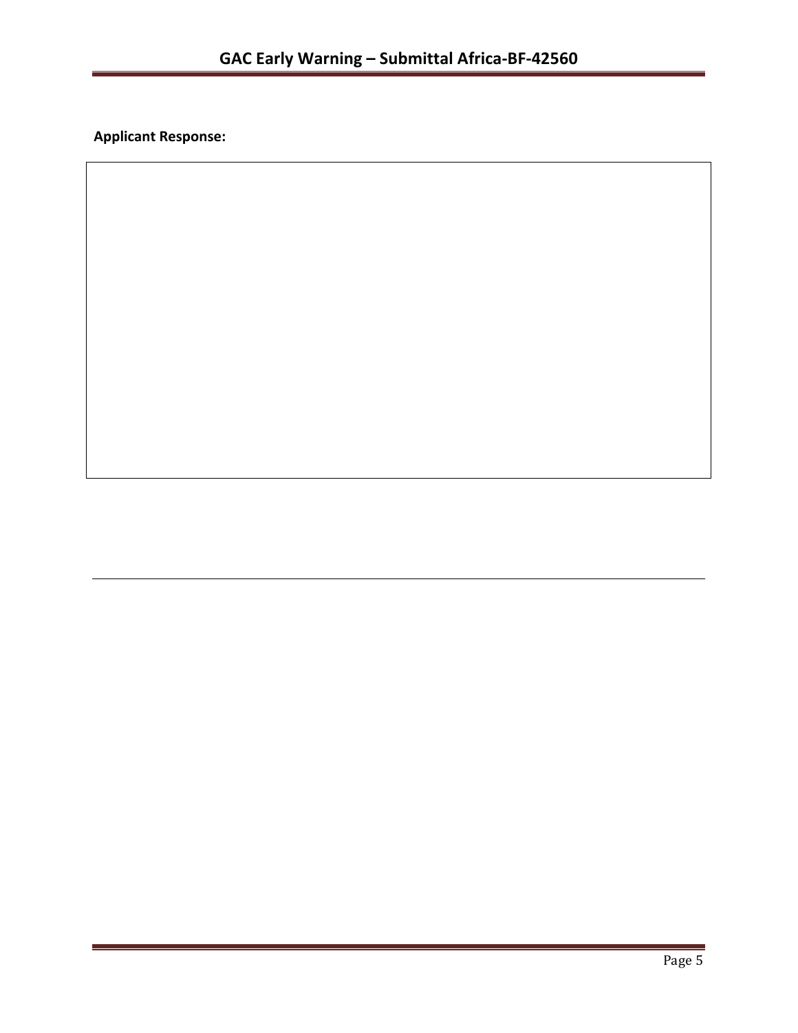**Applicant Response:**

---